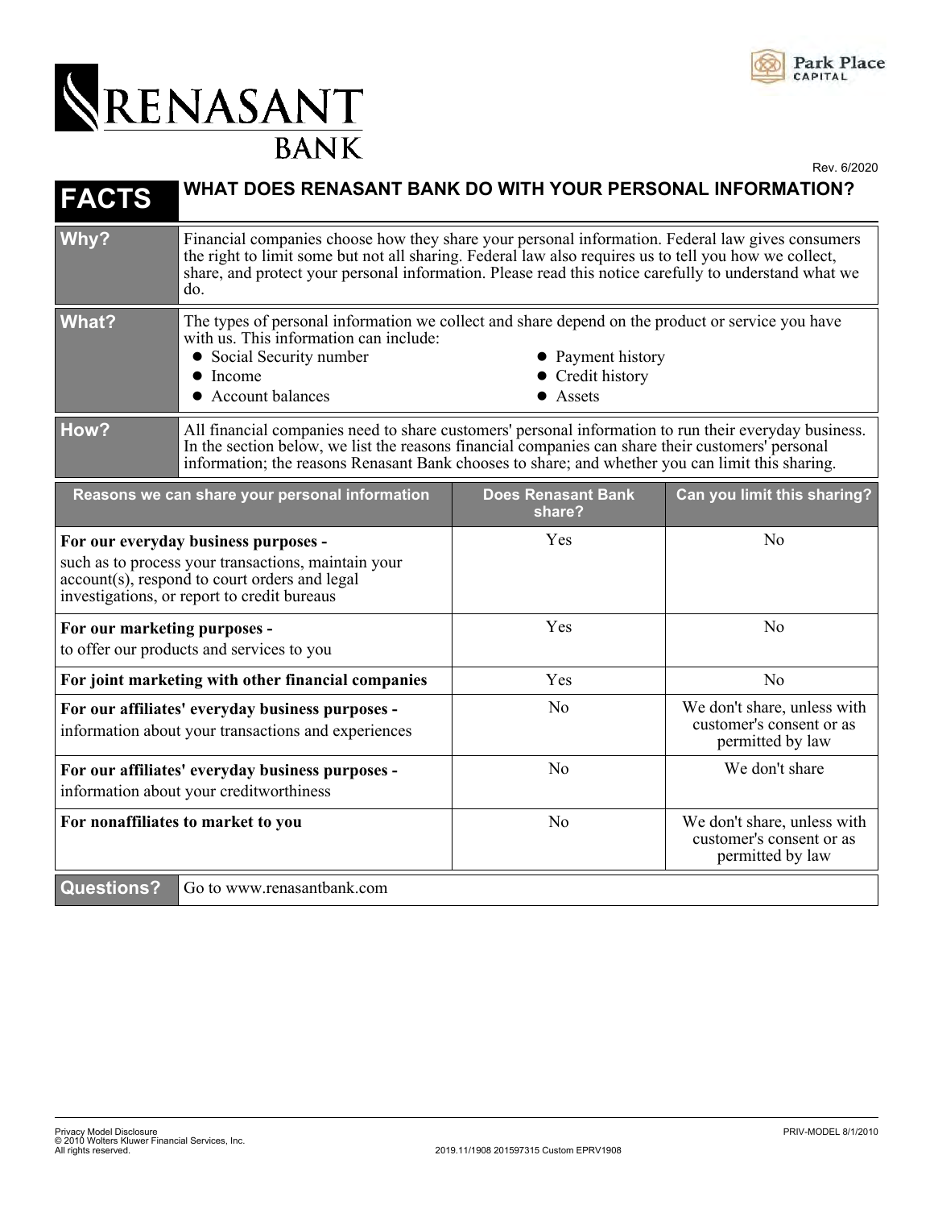# RENANSANT BANK

Park Place CAPITAL

Rev. 6/2020

| FACTS | WHAT DOES RENASANT BANK DO WITH YOUR PERSONAL INFORMATION? |
|---|---|
| **Why?** | Financial companies choose how they share your personal information. Federal law gives consumers the right to limit some but not all sharing. Federal law also requires us to tell you how we collect, share, and protect your personal information. Please read this notice carefully to understand what we do. |
| **What?** | The types of personal information we collect and share depend on the product or service you have with us. This information can include: <br>● Social Security number<br>● Income<br>● Account balances<br>● Payment history<br>● Credit history<br>● Assets |
| **How?** | All financial companies need to share customers' personal information to run their everyday business. In the section below, we list the reasons financial companies can share their customers' personal information; the reasons Renasant Bank chooses to share; and whether you can limit this sharing. |

| Reasons we can share your personal information | Does Renasant Bank share? | Can you limit this sharing? |
|---|---|---|
| **For our everyday business purposes -** such as to process your transactions, maintain your account(s), respond to court orders and legal investigations, or report to credit bureaus | Yes | No |
| **For our marketing purposes -** to offer our products and services to you | Yes | No |
| **For joint marketing with other financial companies** | Yes | No |
| **For our affiliates' everyday business purposes -** information about your transactions and experiences | No | We don't share, unless with customer's consent or as permitted by law |
| **For our affiliates' everyday business purposes -** information about your creditworthiness | No | We don't share |
| **For nonaffiliates to market to you** | No | We don't share, unless with customer's consent or as permitted by law |

| Questions? | Go to www.renasantbank.com |
|---|---|

Privacy Model Disclosure
© 2010 Wolters Kluwer Financial Services, Inc.
All rights reserved.

PRIV-MODEL 8/1/2010

2019.11/1908 201597315 Custom EPRV1908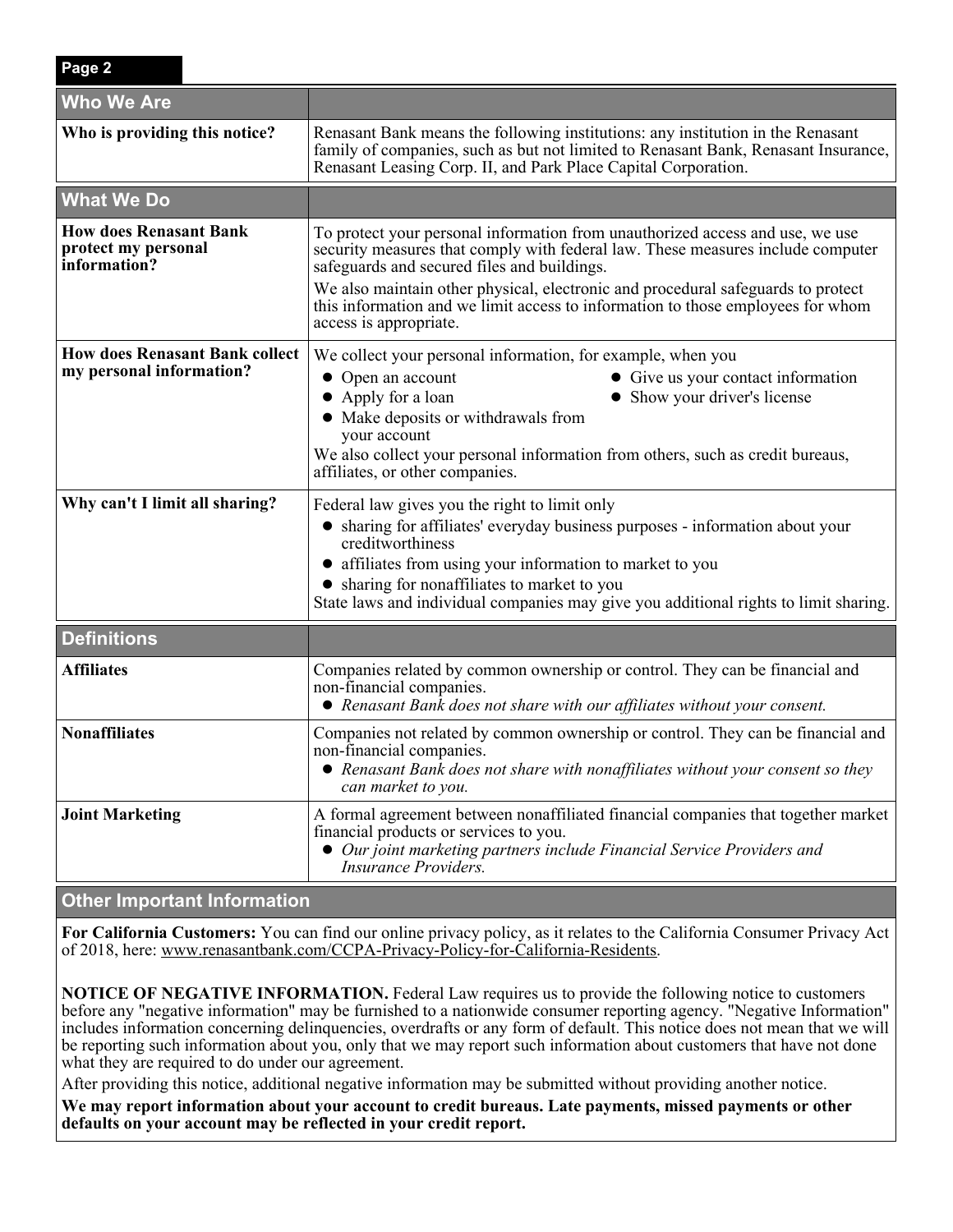| Who We Are | |
|---|---|
| **Who is providing this notice?** | Renasant Bank means the following institutions: any institution in the Renasant family of companies, such as but not limited to Renasant Bank, Renasant Insurance, Renasant Leasing Corp. II, and Park Place Capital Corporation. |

| What We Do | |
|---|---|
| **How does Renasant Bank protect my personal information?** | To protect your personal information from unauthorized access and use, we use security measures that comply with federal law. These measures include computer safeguards and secured files and buildings.<br><br>We also maintain other physical, electronic and procedural safeguards to protect this information and we limit access to information to those employees for whom access is appropriate. |
| **How does Renasant Bank collect my personal information?** | We collect your personal information, for example, when you<br>• Open an account<br>• Apply for a loan<br>• Make deposits or withdrawals from your account<br>• Give us your contact information<br>• Show your driver's license<br><br>We also collect your personal information from others, such as credit bureaus, affiliates, or other companies. |
| **Why can't I limit all sharing?** | Federal law gives you the right to limit only<br>• sharing for affiliates' everyday business purposes - information about your creditworthiness<br>• affiliates from using your information to market to you<br>• sharing for nonaffiliates to market to you<br><br>State laws and individual companies may give you additional rights to limit sharing. |

| Definitions | |
|---|---|
| **Affiliates** | Companies related by common ownership or control. They can be financial and non-financial companies.<br>• *Renasant Bank does not share with our affiliates without your consent.* |
| **Nonaffiliates** | Companies not related by common ownership or control. They can be financial and non-financial companies.<br>• *Renasant Bank does not share with nonaffiliates without your consent so they can market to you.* |
| **Joint Marketing** | A formal agreement between nonaffiliated financial companies that together market financial products or services to you.<br>• *Our joint marketing partners include Financial Service Providers and Insurance Providers.* |

## Other Important Information

**For California Customers:** You can find our online privacy policy, as it relates to the California Consumer Privacy Act of 2018, here: www.renasantbank.com/CCPA-Privacy-Policy-for-California-Residents.

**NOTICE OF NEGATIVE INFORMATION.** Federal Law requires us to provide the following notice to customers before any "negative information" may be furnished to a nationwide consumer reporting agency. "Negative Information" includes information concerning delinquencies, overdrafts or any form of default. This notice does not mean that we will be reporting such information about you, only that we may report such information about customers that have not done what they are required to do under our agreement.

After providing this notice, additional negative information may be submitted without providing another notice.

**We may report information about your account to credit bureaus. Late payments, missed payments or other defaults on your account may be reflected in your credit report.**